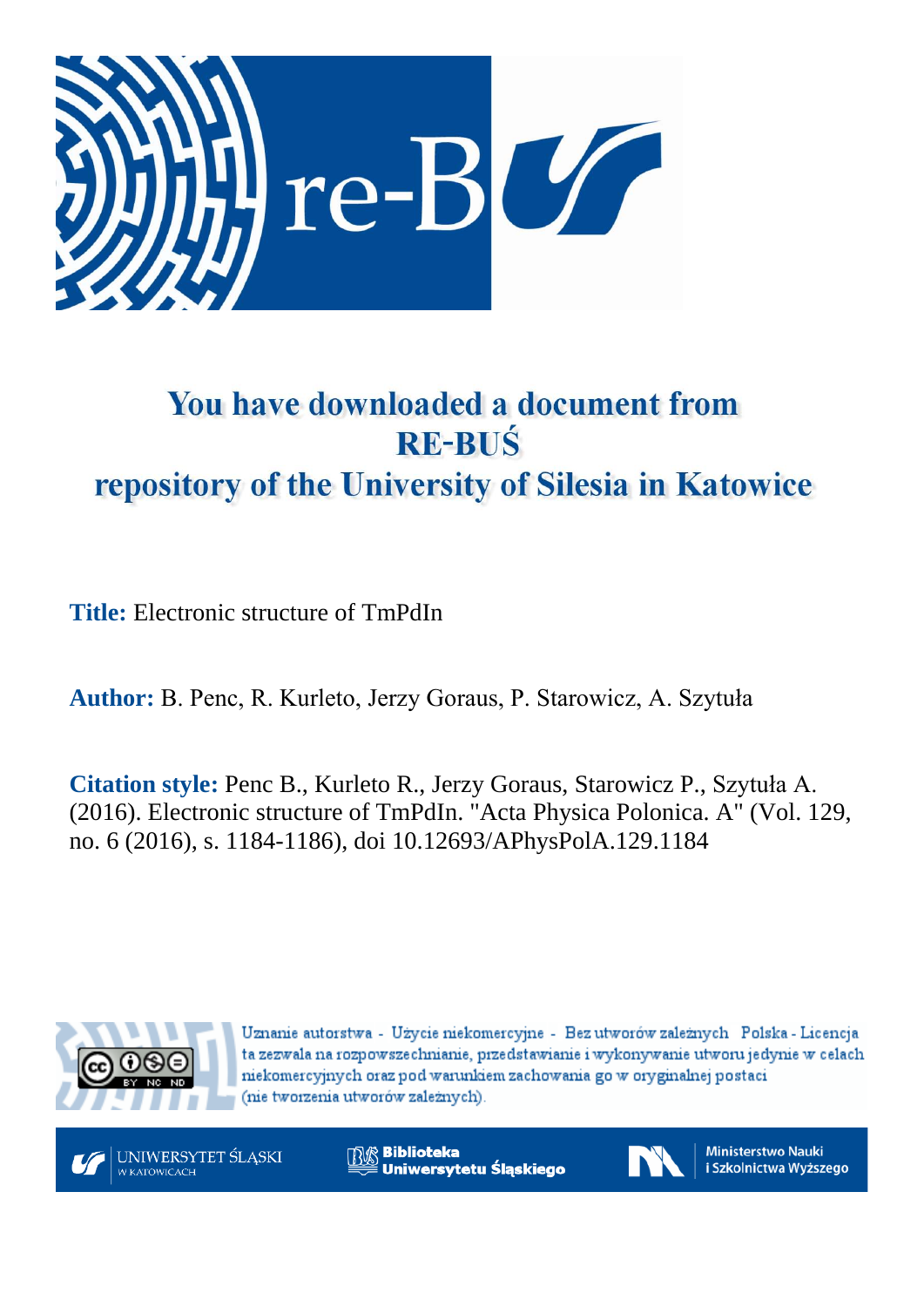# You have downloaded a document from RE-BUŚ repository of the University of Silesia in Katowice

**Title:** Electronic structure of TmPdIn

**Author:** B. Penc, R. Kurleto, Jerzy Goraus, P. Starowicz, A. Szytuła

**Citation style:** Penc B., Kurleto R., Jerzy Goraus, Starowicz P., Szytuła A. (2016). Electronic structure of TmPdIn. "Acta Physica Polonica. A" (Vol. 129, no. 6 (2016), s. 1184-1186), doi 10.12693/APhysPolA.129.1184

Uznanie autorstwa - Użycie niekomercyjne - Bez utworów zależnych Polska - Licencja ta zezwala na rozpowszechnianie, przedstawianie i wykonywanie utworu jedynie w celach niekomercyjnych oraz pod warunkiem zachowania go w oryginalnej postaci (nie tworzenia utworów zależnych).

UNIWERSYTET ŚLĄSKI W KATOWICACH

Biblioteka Uniwersytetu Śląskiego

Ministerstwo Nauki i Szkolnictwa Wyższego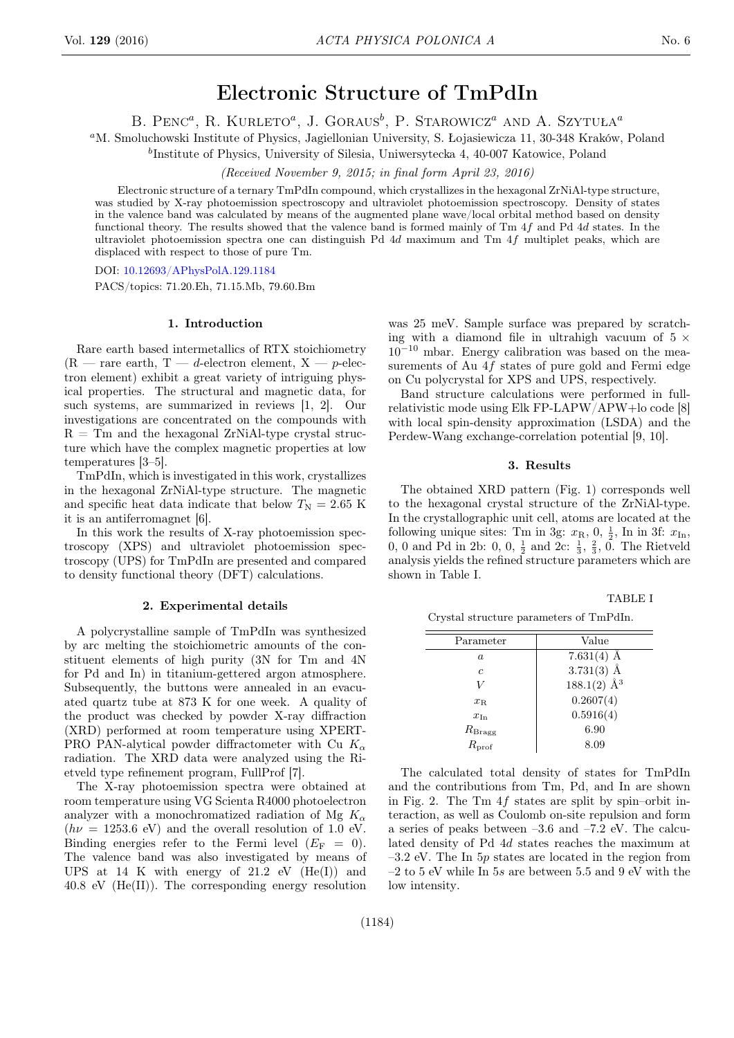# Electronic Structure of TmPdIn

B. Penc[a], R. Kurleto[a], J. Goraus[b], P. Starowicz[a] and A. Szytuła[a]

[a]M. Smoluchowski Institute of Physics, Jagiellonian University, S. Łojasiewicza 11, 30-348 Kraków, Poland

[b]Institute of Physics, University of Silesia, Uniwersytecka 4, 40-007 Katowice, Poland

*(Received November 9, 2015; in final form April 23, 2016)*

Electronic structure of a ternary TmPdIn compound, which crystallizes in the hexagonal ZrNiAl-type structure, was studied by X-ray photoemission spectroscopy and ultraviolet photoemission spectroscopy. Density of states in the valence band was calculated by means of the augmented plane wave/local orbital method based on density functional theory. The results showed that the valence band is formed mainly of Tm $4f$ and Pd $4d$ states. In the ultraviolet photoemission spectra one can distinguish Pd $4d$ maximum and Tm $4f$ multiplet peaks, which are displaced with respect to those of pure Tm.

DOI: 10.12693/APhysPolA.129.1184

PACS/topics: 71.20.Eh, 71.15.Mb, 79.60.Bm

## 1. Introduction

Rare earth based intermetallics of RTX stoichiometry (R — rare earth, T — $d$-electron element, X — $p$-electron element) exhibit a great variety of intriguing physical properties. The structural and magnetic data, for such systems, are summarized in reviews [1, 2]. Our investigations are concentrated on the compounds with R = Tm and the hexagonal ZrNiAl-type crystal structure which have the complex magnetic properties at low temperatures [3–5].

TmPdIn, which is investigated in this work, crystallizes in the hexagonal ZrNiAl-type structure. The magnetic and specific heat data indicate that below $T_{\mathrm{N}} = 2.65$ K it is an antiferromagnet [6].

In this work the results of X-ray photoemission spectroscopy (XPS) and ultraviolet photoemission spectroscopy (UPS) for TmPdIn are presented and compared to density functional theory (DFT) calculations.

## 2. Experimental details

A polycrystalline sample of TmPdIn was synthesized by arc melting the stoichiometric amounts of the constituent elements of high purity (3N for Tm and 4N for Pd and In) in titanium-gettered argon atmosphere. Subsequently, the buttons were annealed in an evacuated quartz tube at 873 K for one week. A quality of the product was checked by powder X-ray diffraction (XRD) performed at room temperature using XPERT-PRO PAN-alytical powder diffractometer with Cu $K_{\alpha}$ radiation. The XRD data were analyzed using the Rietveld type refinement program, FullProf [7].

The X-ray photoemission spectra were obtained at room temperature using VG Scienta R4000 photoelectron analyzer with a monochromatized radiation of Mg $K_{\alpha}$ ($h\nu = 1253.6$ eV) and the overall resolution of 1.0 eV. Binding energies refer to the Fermi level ($E_{\mathrm{F}} = 0$). The valence band was also investigated by means of UPS at 14 K with energy of 21.2 eV (He(I)) and 40.8 eV (He(II)). The corresponding energy resolution was 25 meV. Sample surface was prepared by scratching with a diamond file in ultrahigh vacuum of $5 \times 10^{-10}$ mbar. Energy calibration was based on the measurements of Au $4f$ states of pure gold and Fermi edge on Cu polycrystal for XPS and UPS, respectively.

Band structure calculations were performed in full-relativistic mode using Elk FP-LAPW/APW+lo code [8] with local spin-density approximation (LSDA) and the Perdew-Wang exchange-correlation potential [9, 10].

## 3. Results

The obtained XRD pattern (Fig. 1) corresponds well to the hexagonal crystal structure of the ZrNiAl-type. In the crystallographic unit cell, atoms are located at the following unique sites: Tm in 3g: $x_{\mathrm{R}}$, 0, $\frac{1}{2}$, In in 3f: $x_{\mathrm{In}}$, 0, 0 and Pd in 2b: 0, 0, $\frac{1}{2}$ and 2c: $\frac{1}{3}$, $\frac{2}{3}$, 0. The Rietveld analysis yields the refined structure parameters which are shown in Table I.

TABLE I

Crystal structure parameters of TmPdIn.

| Parameter | Value |
|---|---|
| $a$ | 7.631(4) Å |
| $c$ | 3.731(3) Å |
| $V$ | 188.1(2) Å$^3$ |
| $x_{\mathrm{R}}$ | 0.2607(4) |
| $x_{\mathrm{In}}$ | 0.5916(4) |
| $R_{\mathrm{Bragg}}$ | 6.90 |
| $R_{\mathrm{prof}}$ | 8.09 |

The calculated total density of states for TmPdIn and the contributions from Tm, Pd, and In are shown in Fig. 2. The Tm $4f$ states are split by spin–orbit interaction, as well as Coulomb on-site repulsion and form a series of peaks between –3.6 and –7.2 eV. The calculated density of Pd $4d$ states reaches the maximum at –3.2 eV. The In $5p$ states are located in the region from –2 to 5 eV while In $5s$ are between 5.5 and 9 eV with the low intensity.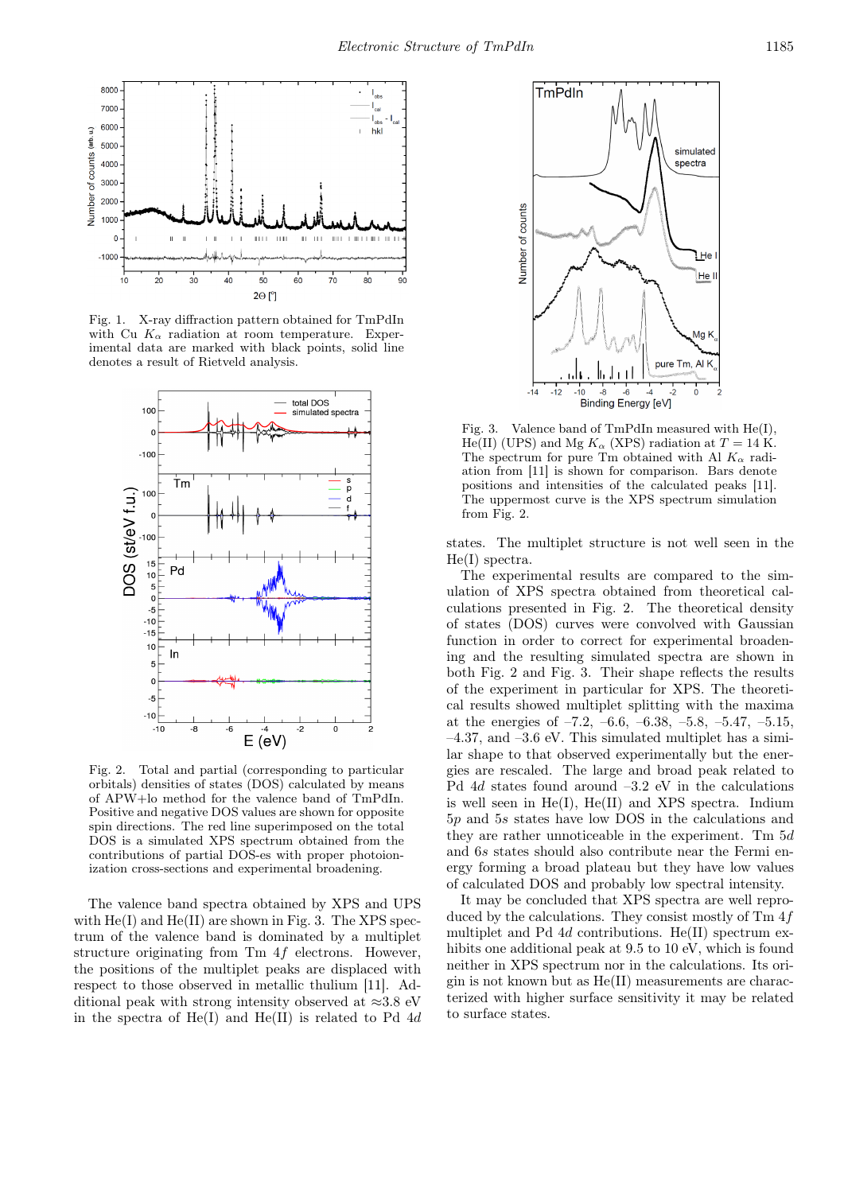Fig. 1. X-ray diffraction pattern obtained for TmPdIn with Cu $K_\alpha$ radiation at room temperature. Experimental data are marked with black points, solid line denotes a result of Rietveld analysis.

Fig. 2. Total and partial (corresponding to particular orbitals) densities of states (DOS) calculated by means of APW+lo method for the valence band of TmPdIn. Positive and negative DOS values are shown for opposite spin directions. The red line superimposed on the total DOS is a simulated XPS spectrum obtained from the contributions of partial DOS-es with proper photoionization cross-sections and experimental broadening.

The valence band spectra obtained by XPS and UPS with He(I) and He(II) are shown in Fig. 3. The XPS spectrum of the valence band is dominated by a multiplet structure originating from Tm $4f$ electrons. However, the positions of the multiplet peaks are displaced with respect to those observed in metallic thulium [11]. Additional peak with strong intensity observed at ≈3.8 eV in the spectra of He(I) and He(II) is related to Pd $4d$ states. The multiplet structure is not well seen in the He(I) spectra.

Fig. 3. Valence band of TmPdIn measured with He(I), He(II) (UPS) and Mg $K_\alpha$ (XPS) radiation at $T = 14$ K. The spectrum for pure Tm obtained with Al $K_\alpha$ radiation from [11] is shown for comparison. Bars denote positions and intensities of the calculated peaks [11]. The uppermost curve is the XPS spectrum simulation from Fig. 2.

The experimental results are compared to the simulation of XPS spectra obtained from theoretical calculations presented in Fig. 2. The theoretical density of states (DOS) curves were convolved with Gaussian function in order to correct for experimental broadening and the resulting simulated spectra are shown in both Fig. 2 and Fig. 3. Their shape reflects the results of the experiment in particular for XPS. The theoretical results showed multiplet splitting with the maxima at the energies of –7.2, –6.6, –6.38, –5.8, –5.47, –5.15, –4.37, and –3.6 eV. This simulated multiplet has a similar shape to that observed experimentally but the energies are rescaled. The large and broad peak related to Pd $4d$ states found around –3.2 eV in the calculations is well seen in He(I), He(II) and XPS spectra. Indium $5p$ and $5s$ states have low DOS in the calculations and they are rather unnoticeable in the experiment. Tm $5d$ and $6s$ states should also contribute near the Fermi energy forming a broad plateau but they have low values of calculated DOS and probably low spectral intensity.

It may be concluded that XPS spectra are well reproduced by the calculations. They consist mostly of Tm $4f$ multiplet and Pd $4d$ contributions. He(II) spectrum exhibits one additional peak at 9.5 to 10 eV, which is found neither in XPS spectrum nor in the calculations. Its origin is not known but as He(II) measurements are characterized with higher surface sensitivity it may be related to surface states.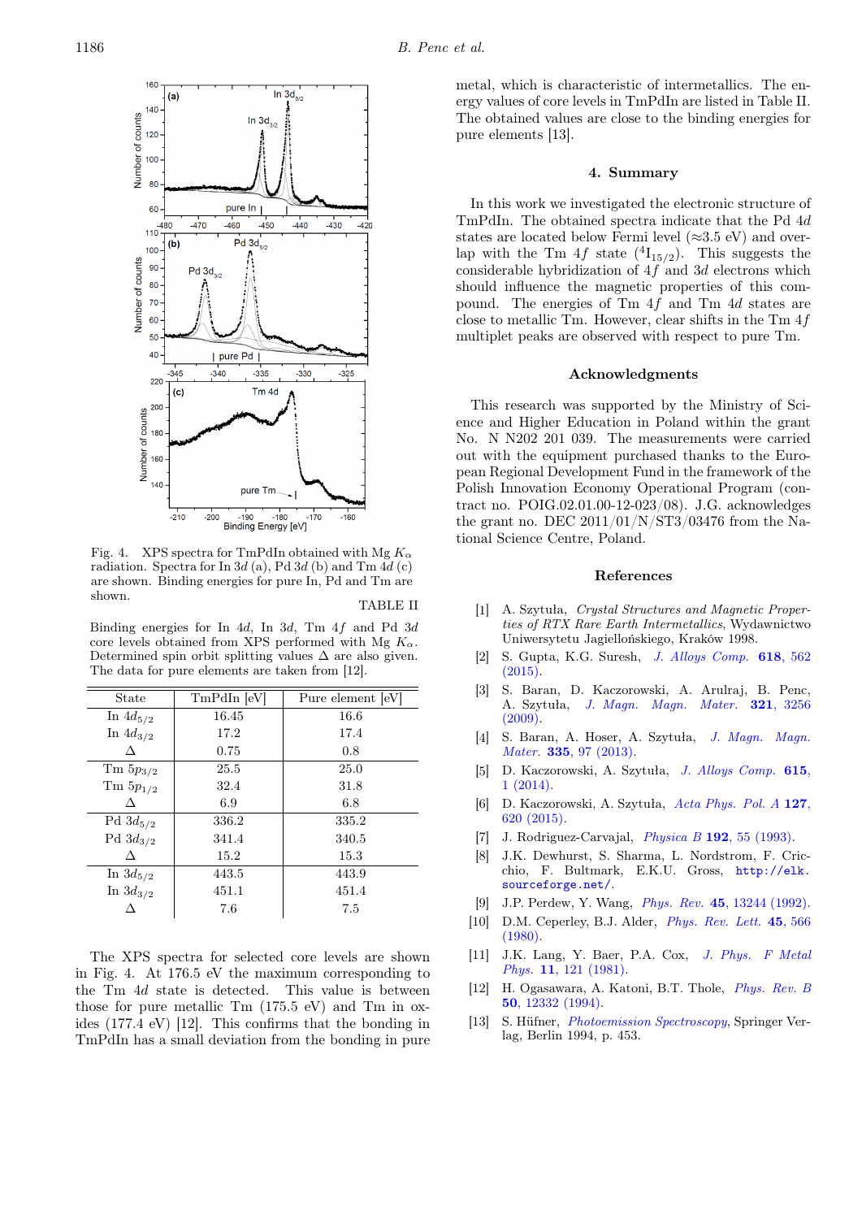(a)

In $3d_{5/2}$

In $3d_{3/2}$

pure In

Number of counts

160 140 120 100 80 60

-480 -470 -460 -450 -440 -430 -420

(b)

Pd $3d_{5/2}$

Pd $3d_{3/2}$

pure Pd

Number of counts

110 100 90 80 70 60 50 40

-345 -340 -335 -330 -325

(c)

Tm 4d

pure Tm

Number of counts

220 200 180 160 140

-210 -200 -190 -180 -170 -160

Binding Energy [eV]

Fig. 4. XPS spectra for TmPdIn obtained with Mg $K_\alpha$ radiation. Spectra for In $3d$ (a), Pd $3d$ (b) and Tm $4d$ (c) are shown. Binding energies for pure In, Pd and Tm are shown.

TABLE II

Binding energies for In $4d$, In $3d$, Tm $4f$ and Pd $3d$ core levels obtained from XPS performed with Mg $K_\alpha$. Determined spin orbit splitting values $\Delta$ are also given. The data for pure elements are taken from [12].

| State | TmPdIn [eV] | Pure element [eV] |
|---|---|---|
| In $4d_{5/2}$ | 16.45 | 16.6 |
| In $4d_{3/2}$ | 17.2 | 17.4 |
| $\Delta$ | 0.75 | 0.8 |
| Tm $5p_{3/2}$ | 25.5 | 25.0 |
| Tm $5p_{1/2}$ | 32.4 | 31.8 |
| $\Delta$ | 6.9 | 6.8 |
| Pd $3d_{5/2}$ | 336.2 | 335.2 |
| Pd $3d_{3/2}$ | 341.4 | 340.5 |
| $\Delta$ | 15.2 | 15.3 |
| In $3d_{5/2}$ | 443.5 | 443.9 |
| In $3d_{3/2}$ | 451.1 | 451.4 |
| $\Delta$ | 7.6 | 7.5 |

The XPS spectra for selected core levels are shown in Fig. 4. At 176.5 eV the maximum corresponding to the Tm $4d$ state is detected. This value is between those for pure metallic Tm (175.5 eV) and Tm in oxides (177.4 eV) [12]. This confirms that the bonding in TmPdIn has a small deviation from the bonding in pure metal, which is characteristic of intermetallics. The energy values of core levels in TmPdIn are listed in Table II. The obtained values are close to the binding energies for pure elements [13].

## 4. Summary

In this work we investigated the electronic structure of TmPdIn. The obtained spectra indicate that the Pd $4d$ states are located below Fermi level ($\approx$3.5 eV) and overlap with the Tm $4f$ state ($^4I_{15/2}$). This suggests the considerable hybridization of $4f$ and $3d$ electrons which should influence the magnetic properties of this compound. The energies of Tm $4f$ and Tm $4d$ states are close to metallic Tm. However, clear shifts in the Tm $4f$ multiplet peaks are observed with respect to pure Tm.

## Acknowledgments

This research was supported by the Ministry of Science and Higher Education in Poland within the grant No. N N202 201 039. The measurements were carried out with the equipment purchased thanks to the European Regional Development Fund in the framework of the Polish Innovation Economy Operational Program (contract no. POIG.02.01.00-12-023/08). J.G. acknowledges the grant no. DEC 2011/01/N/ST3/03476 from the National Science Centre, Poland.

## References

[1] A. Szytuła, *Crystal Structures and Magnetic Properties of RTX Rare Earth Intermetallics*, Wydawnictwo Uniwersytetu Jagiellońskiego, Kraków 1998.

[2] S. Gupta, K.G. Suresh, *J. Alloys Comp.* **618**, 562 (2015).

[3] S. Baran, D. Kaczorowski, A. Arulraj, B. Penc, A. Szytuła, *J. Magn. Magn. Mater.* **321**, 3256 (2009).

[4] S. Baran, A. Hoser, A. Szytuła, *J. Magn. Magn. Mater.* **335**, 97 (2013).

[5] D. Kaczorowski, A. Szytuła, *J. Alloys Comp.* **615**, 1 (2014).

[6] D. Kaczorowski, A. Szytuła, *Acta Phys. Pol. A* **127**, 620 (2015).

[7] J. Rodriguez-Carvajal, *Physica B* **192**, 55 (1993).

[8] J.K. Dewhurst, S. Sharma, L. Nordstrom, F. Cricchio, F. Bultmark, E.K.U. Gross, http://elk.sourceforge.net/.

[9] J.P. Perdew, Y. Wang, *Phys. Rev.* **45**, 13244 (1992).

[10] D.M. Ceperley, B.J. Alder, *Phys. Rev. Lett.* **45**, 566 (1980).

[11] J.K. Lang, Y. Baer, P.A. Cox, *J. Phys. F Metal Phys.* **11**, 121 (1981).

[12] H. Ogasawara, A. Katoni, B.T. Thole, *Phys. Rev. B* **50**, 12332 (1994).

[13] S. Hüfner, *Photoemission Spectroscopy*, Springer Verlag, Berlin 1994, p. 453.